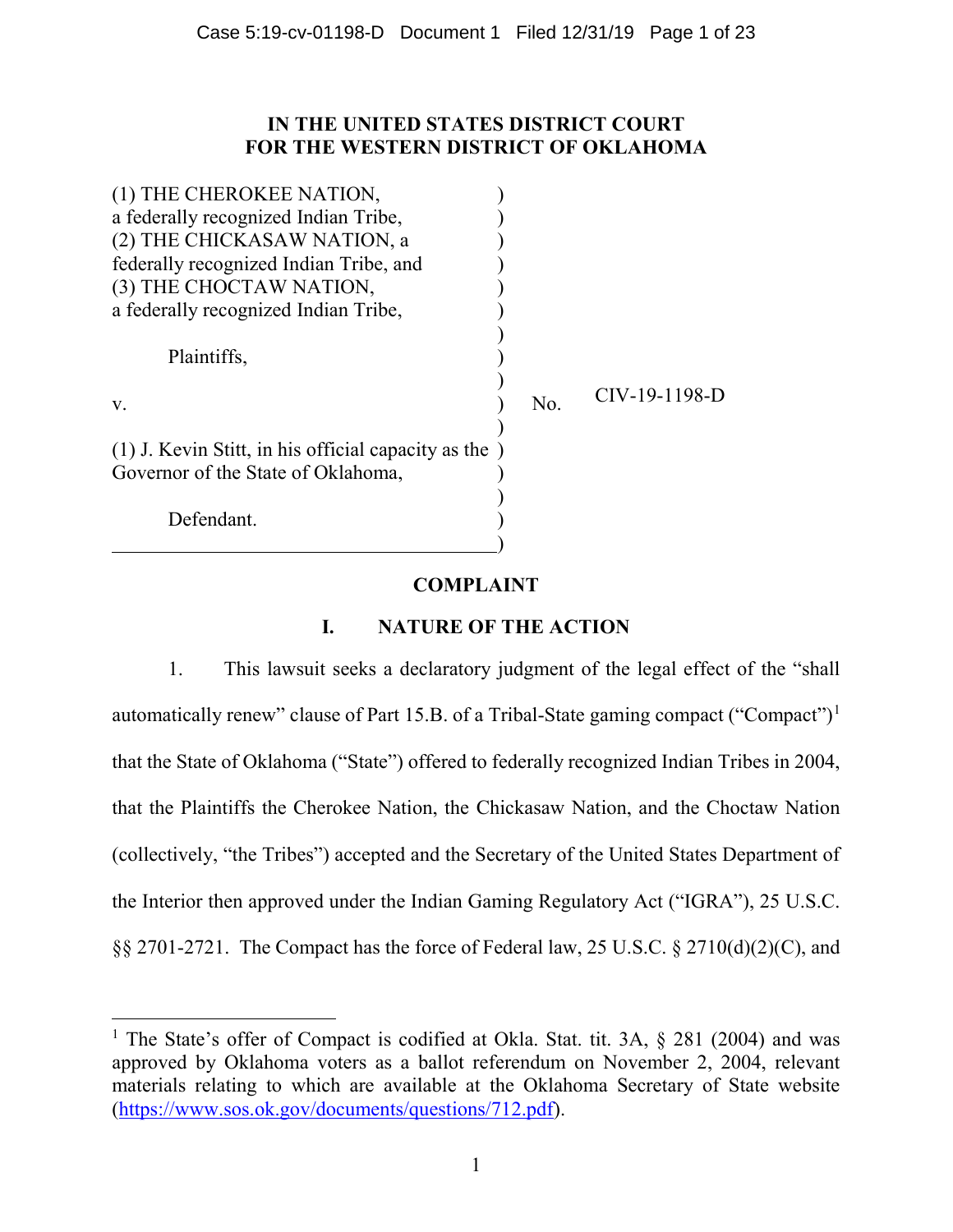# IN THE UNITED STATES DISTRICT COURT FOR THE WESTERN DISTRICT OF OKLAHOMA

(1) THE CHEROKEE NATION, a federally recognized Indian Tribe,
(2) THE CHICKASAW NATION, a federally recognized Indian Tribe, and
(3) THE CHOCTAW NATION, a federally recognized Indian Tribe,

Plaintiffs,

v.

(1) J. Kevin Stitt, in his official capacity as the Governor of the State of Oklahoma,

Defendant.

No. CIV-19-1198-D

## COMPLAINT

### I. NATURE OF THE ACTION

1. This lawsuit seeks a declaratory judgment of the legal effect of the "shall automatically renew" clause of Part 15.B. of a Tribal-State gaming compact ("Compact")[1] that the State of Oklahoma ("State") offered to federally recognized Indian Tribes in 2004, that the Plaintiffs the Cherokee Nation, the Chickasaw Nation, and the Choctaw Nation (collectively, "the Tribes") accepted and the Secretary of the United States Department of the Interior then approved under the Indian Gaming Regulatory Act ("IGRA"), 25 U.S.C. §§ 2701-2721. The Compact has the force of Federal law, 25 U.S.C. § 2710(d)(2)(C), and

[1] The State's offer of Compact is codified at Okla. Stat. tit. 3A, § 281 (2004) and was approved by Oklahoma voters as a ballot referendum on November 2, 2004, relevant materials relating to which are available at the Oklahoma Secretary of State website (https://www.sos.ok.gov/documents/questions/712.pdf).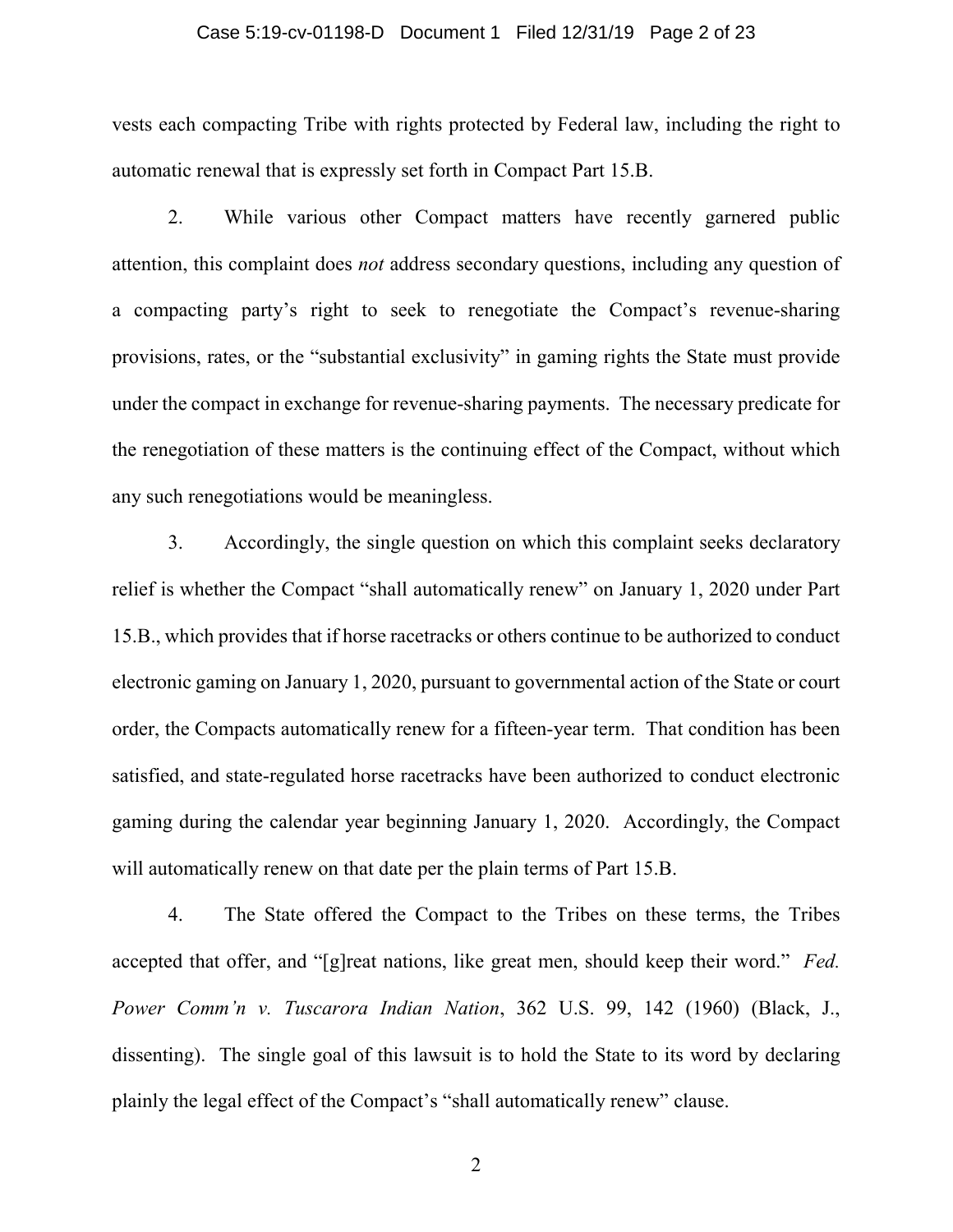vests each compacting Tribe with rights protected by Federal law, including the right to automatic renewal that is expressly set forth in Compact Part 15.B.

2. While various other Compact matters have recently garnered public attention, this complaint does *not* address secondary questions, including any question of a compacting party's right to seek to renegotiate the Compact's revenue-sharing provisions, rates, or the "substantial exclusivity" in gaming rights the State must provide under the compact in exchange for revenue-sharing payments. The necessary predicate for the renegotiation of these matters is the continuing effect of the Compact, without which any such renegotiations would be meaningless.

3. Accordingly, the single question on which this complaint seeks declaratory relief is whether the Compact "shall automatically renew" on January 1, 2020 under Part 15.B., which provides that if horse racetracks or others continue to be authorized to conduct electronic gaming on January 1, 2020, pursuant to governmental action of the State or court order, the Compacts automatically renew for a fifteen-year term. That condition has been satisfied, and state-regulated horse racetracks have been authorized to conduct electronic gaming during the calendar year beginning January 1, 2020. Accordingly, the Compact will automatically renew on that date per the plain terms of Part 15.B.

4. The State offered the Compact to the Tribes on these terms, the Tribes accepted that offer, and "[g]reat nations, like great men, should keep their word." *Fed. Power Comm'n v. Tuscarora Indian Nation*, 362 U.S. 99, 142 (1960) (Black, J., dissenting). The single goal of this lawsuit is to hold the State to its word by declaring plainly the legal effect of the Compact's "shall automatically renew" clause.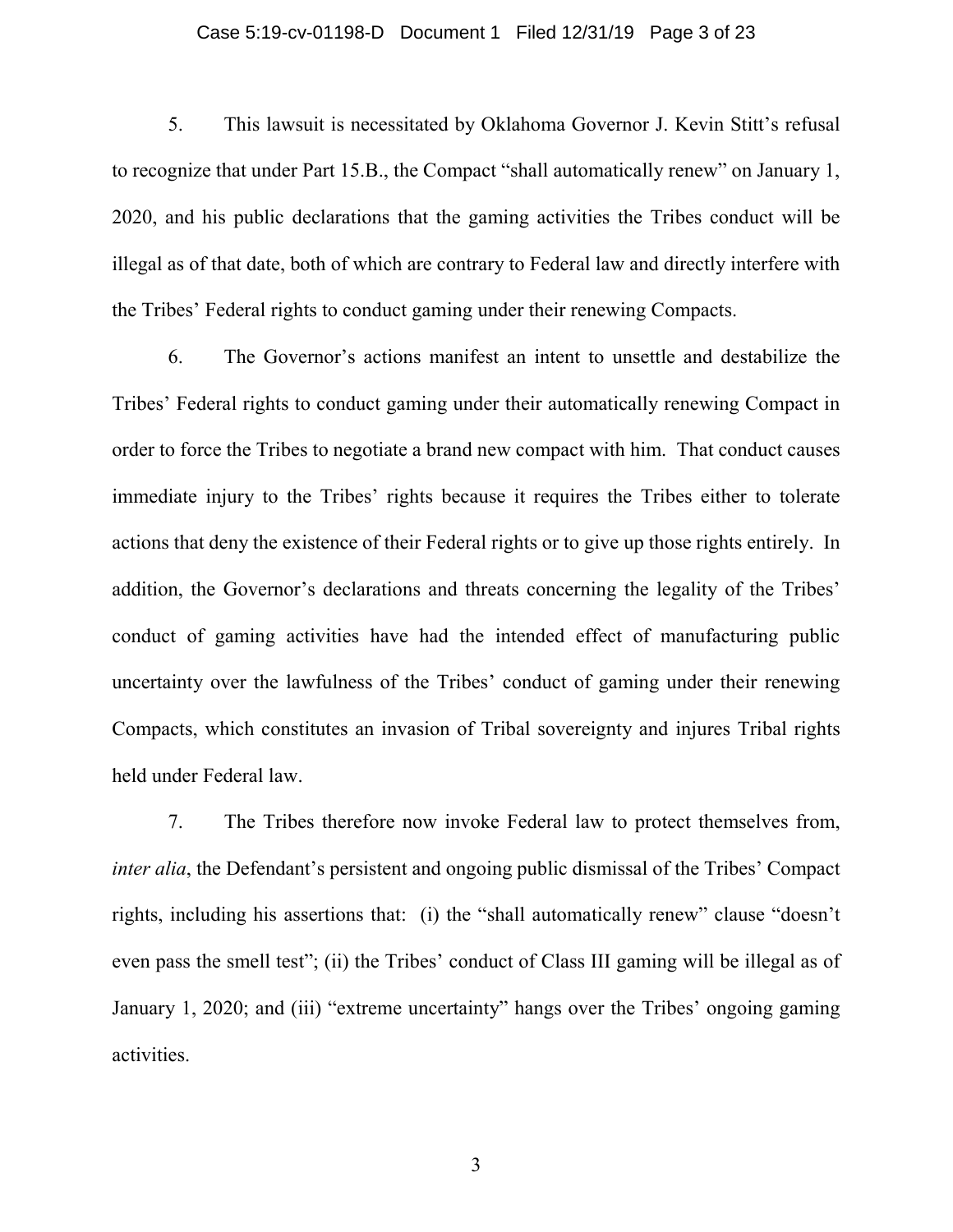5. This lawsuit is necessitated by Oklahoma Governor J. Kevin Stitt's refusal to recognize that under Part 15.B., the Compact "shall automatically renew" on January 1, 2020, and his public declarations that the gaming activities the Tribes conduct will be illegal as of that date, both of which are contrary to Federal law and directly interfere with the Tribes' Federal rights to conduct gaming under their renewing Compacts.

6. The Governor's actions manifest an intent to unsettle and destabilize the Tribes' Federal rights to conduct gaming under their automatically renewing Compact in order to force the Tribes to negotiate a brand new compact with him. That conduct causes immediate injury to the Tribes' rights because it requires the Tribes either to tolerate actions that deny the existence of their Federal rights or to give up those rights entirely. In addition, the Governor's declarations and threats concerning the legality of the Tribes' conduct of gaming activities have had the intended effect of manufacturing public uncertainty over the lawfulness of the Tribes' conduct of gaming under their renewing Compacts, which constitutes an invasion of Tribal sovereignty and injures Tribal rights held under Federal law.

7. The Tribes therefore now invoke Federal law to protect themselves from, *inter alia*, the Defendant's persistent and ongoing public dismissal of the Tribes' Compact rights, including his assertions that: (i) the "shall automatically renew" clause "doesn't even pass the smell test"; (ii) the Tribes' conduct of Class III gaming will be illegal as of January 1, 2020; and (iii) "extreme uncertainty" hangs over the Tribes' ongoing gaming activities.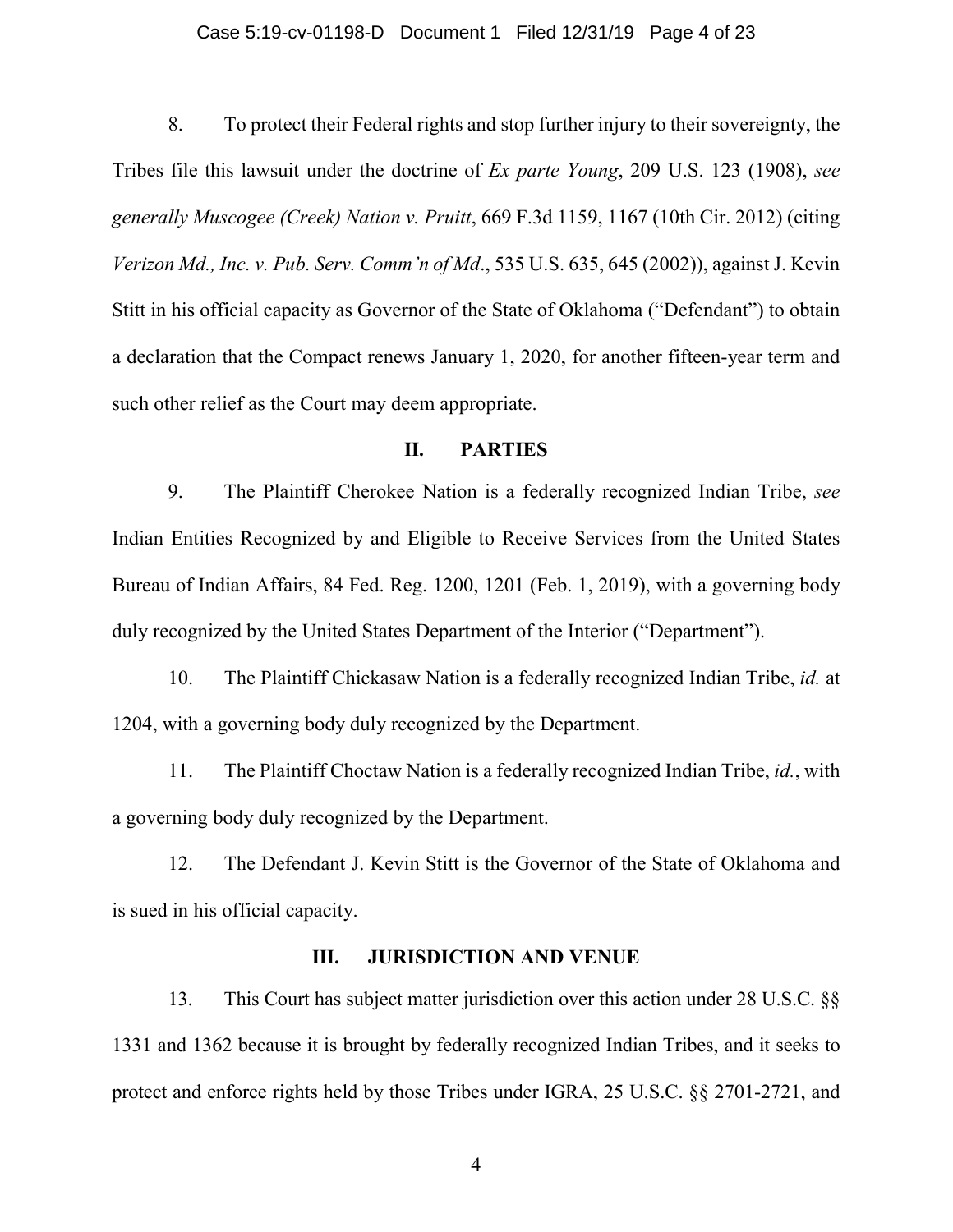8. To protect their Federal rights and stop further injury to their sovereignty, the Tribes file this lawsuit under the doctrine of *Ex parte Young*, 209 U.S. 123 (1908), *see generally Muscogee (Creek) Nation v. Pruitt*, 669 F.3d 1159, 1167 (10th Cir. 2012) (citing *Verizon Md., Inc. v. Pub. Serv. Comm'n of Md*., 535 U.S. 635, 645 (2002)), against J. Kevin Stitt in his official capacity as Governor of the State of Oklahoma ("Defendant") to obtain a declaration that the Compact renews January 1, 2020, for another fifteen-year term and such other relief as the Court may deem appropriate.

## II. PARTIES

9. The Plaintiff Cherokee Nation is a federally recognized Indian Tribe, *see* Indian Entities Recognized by and Eligible to Receive Services from the United States Bureau of Indian Affairs, 84 Fed. Reg. 1200, 1201 (Feb. 1, 2019), with a governing body duly recognized by the United States Department of the Interior ("Department").

10. The Plaintiff Chickasaw Nation is a federally recognized Indian Tribe, *id.* at 1204, with a governing body duly recognized by the Department.

11. The Plaintiff Choctaw Nation is a federally recognized Indian Tribe, *id.*, with a governing body duly recognized by the Department.

12. The Defendant J. Kevin Stitt is the Governor of the State of Oklahoma and is sued in his official capacity.

## III. JURISDICTION AND VENUE

13. This Court has subject matter jurisdiction over this action under 28 U.S.C. §§ 1331 and 1362 because it is brought by federally recognized Indian Tribes, and it seeks to protect and enforce rights held by those Tribes under IGRA, 25 U.S.C. §§ 2701-2721, and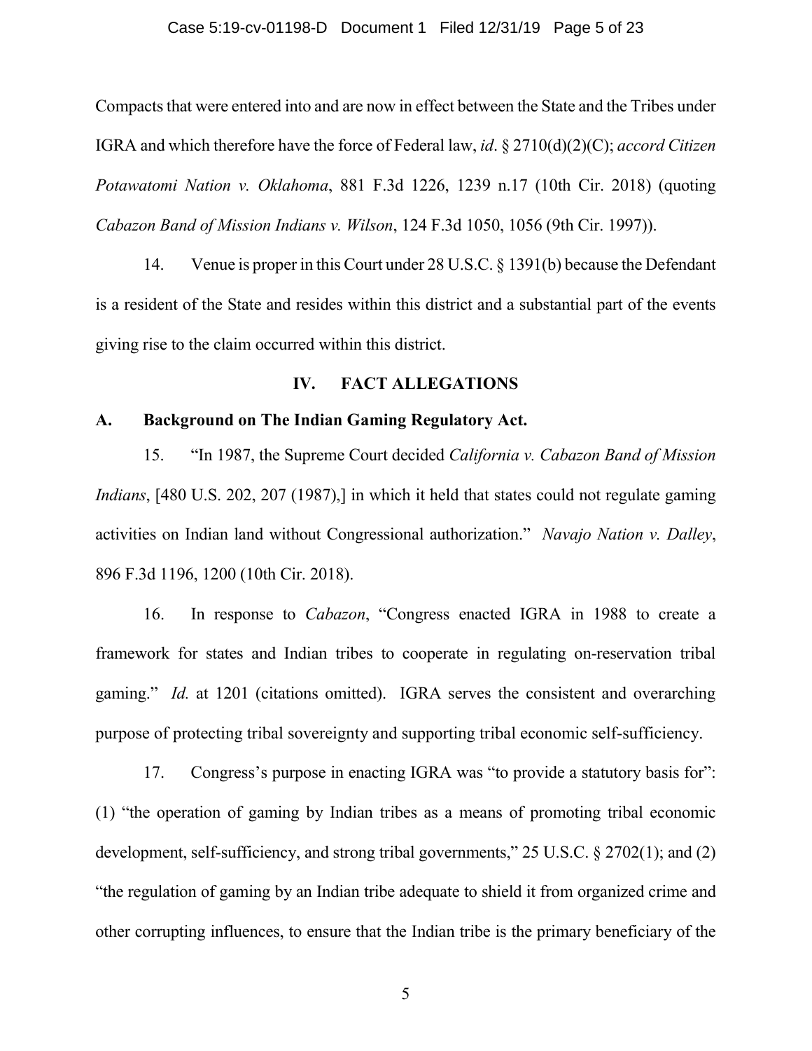Compacts that were entered into and are now in effect between the State and the Tribes under IGRA and which therefore have the force of Federal law, *id*. § 2710(d)(2)(C); *accord Citizen Potawatomi Nation v. Oklahoma*, 881 F.3d 1226, 1239 n.17 (10th Cir. 2018) (quoting *Cabazon Band of Mission Indians v. Wilson*, 124 F.3d 1050, 1056 (9th Cir. 1997)).

14. Venue is proper in this Court under 28 U.S.C. § 1391(b) because the Defendant is a resident of the State and resides within this district and a substantial part of the events giving rise to the claim occurred within this district.

## IV. FACT ALLEGATIONS

### A. Background on The Indian Gaming Regulatory Act.

15. "In 1987, the Supreme Court decided *California v. Cabazon Band of Mission Indians*, [480 U.S. 202, 207 (1987),] in which it held that states could not regulate gaming activities on Indian land without Congressional authorization." *Navajo Nation v. Dalley*, 896 F.3d 1196, 1200 (10th Cir. 2018).

16. In response to *Cabazon*, "Congress enacted IGRA in 1988 to create a framework for states and Indian tribes to cooperate in regulating on-reservation tribal gaming." *Id.* at 1201 (citations omitted). IGRA serves the consistent and overarching purpose of protecting tribal sovereignty and supporting tribal economic self-sufficiency.

17. Congress's purpose in enacting IGRA was "to provide a statutory basis for": (1) "the operation of gaming by Indian tribes as a means of promoting tribal economic development, self-sufficiency, and strong tribal governments," 25 U.S.C. § 2702(1); and (2) "the regulation of gaming by an Indian tribe adequate to shield it from organized crime and other corrupting influences, to ensure that the Indian tribe is the primary beneficiary of the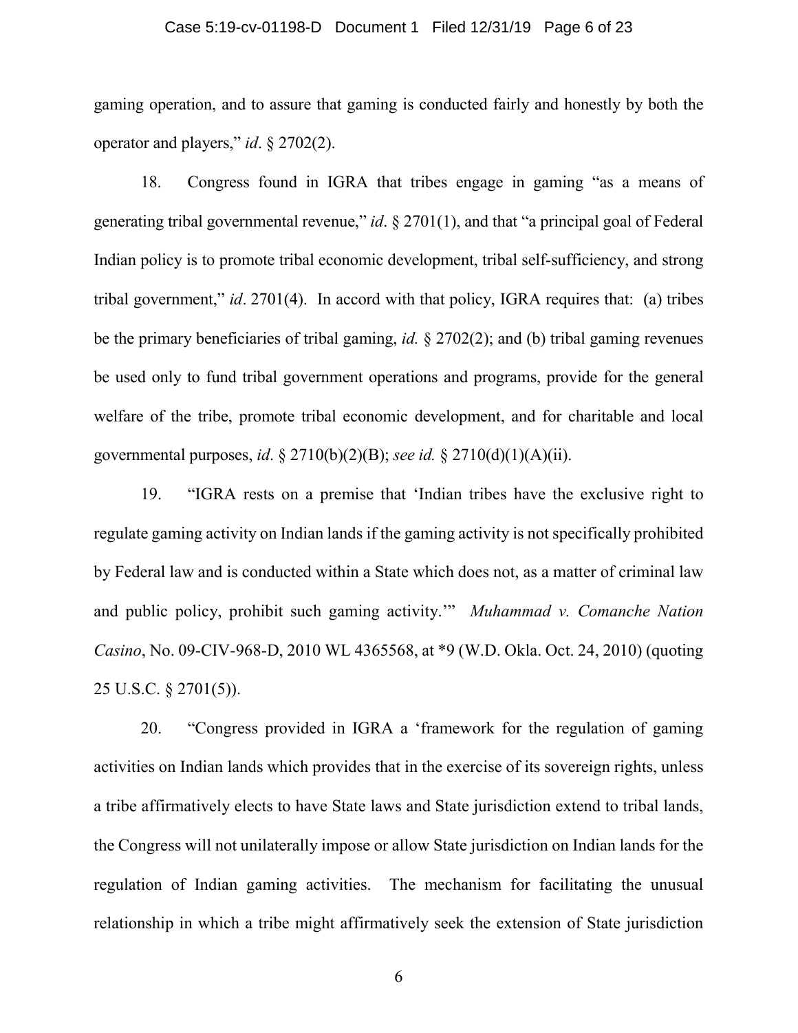gaming operation, and to assure that gaming is conducted fairly and honestly by both the operator and players," *id*. § 2702(2).

18. Congress found in IGRA that tribes engage in gaming "as a means of generating tribal governmental revenue," *id*. § 2701(1), and that "a principal goal of Federal Indian policy is to promote tribal economic development, tribal self-sufficiency, and strong tribal government," *id*. 2701(4). In accord with that policy, IGRA requires that: (a) tribes be the primary beneficiaries of tribal gaming, *id.* § 2702(2); and (b) tribal gaming revenues be used only to fund tribal government operations and programs, provide for the general welfare of the tribe, promote tribal economic development, and for charitable and local governmental purposes, *id*. § 2710(b)(2)(B); *see id.* § 2710(d)(1)(A)(ii).

19. "IGRA rests on a premise that 'Indian tribes have the exclusive right to regulate gaming activity on Indian lands if the gaming activity is not specifically prohibited by Federal law and is conducted within a State which does not, as a matter of criminal law and public policy, prohibit such gaming activity.'" *Muhammad v. Comanche Nation Casino*, No. 09-CIV-968-D, 2010 WL 4365568, at *9 (W.D. Okla. Oct. 24, 2010) (quoting 25 U.S.C. § 2701(5)).

20. "Congress provided in IGRA a 'framework for the regulation of gaming activities on Indian lands which provides that in the exercise of its sovereign rights, unless a tribe affirmatively elects to have State laws and State jurisdiction extend to tribal lands, the Congress will not unilaterally impose or allow State jurisdiction on Indian lands for the regulation of Indian gaming activities. The mechanism for facilitating the unusual relationship in which a tribe might affirmatively seek the extension of State jurisdiction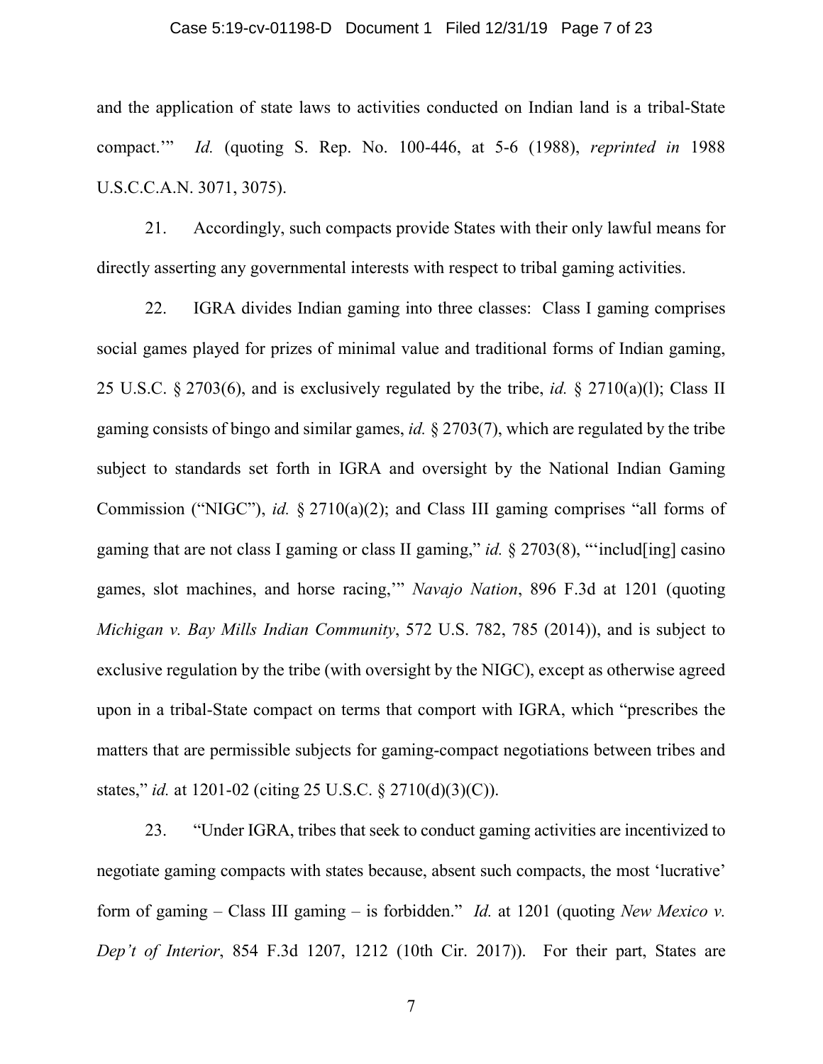and the application of state laws to activities conducted on Indian land is a tribal-State compact.'" *Id.* (quoting S. Rep. No. 100-446, at 5-6 (1988), *reprinted in* 1988 U.S.C.C.A.N. 3071, 3075).

21. Accordingly, such compacts provide States with their only lawful means for directly asserting any governmental interests with respect to tribal gaming activities.

22. IGRA divides Indian gaming into three classes: Class I gaming comprises social games played for prizes of minimal value and traditional forms of Indian gaming, 25 U.S.C. § 2703(6), and is exclusively regulated by the tribe, *id.* § 2710(a)(l); Class II gaming consists of bingo and similar games, *id.* § 2703(7), which are regulated by the tribe subject to standards set forth in IGRA and oversight by the National Indian Gaming Commission ("NIGC"), *id.* § 2710(a)(2); and Class III gaming comprises "all forms of gaming that are not class I gaming or class II gaming," *id.* § 2703(8), "'includ[ing] casino games, slot machines, and horse racing,'" *Navajo Nation*, 896 F.3d at 1201 (quoting *Michigan v. Bay Mills Indian Community*, 572 U.S. 782, 785 (2014)), and is subject to exclusive regulation by the tribe (with oversight by the NIGC), except as otherwise agreed upon in a tribal-State compact on terms that comport with IGRA, which "prescribes the matters that are permissible subjects for gaming-compact negotiations between tribes and states," *id.* at 1201-02 (citing 25 U.S.C. § 2710(d)(3)(C)).

23. "Under IGRA, tribes that seek to conduct gaming activities are incentivized to negotiate gaming compacts with states because, absent such compacts, the most 'lucrative' form of gaming – Class III gaming – is forbidden." *Id.* at 1201 (quoting *New Mexico v. Dep't of Interior*, 854 F.3d 1207, 1212 (10th Cir. 2017)). For their part, States are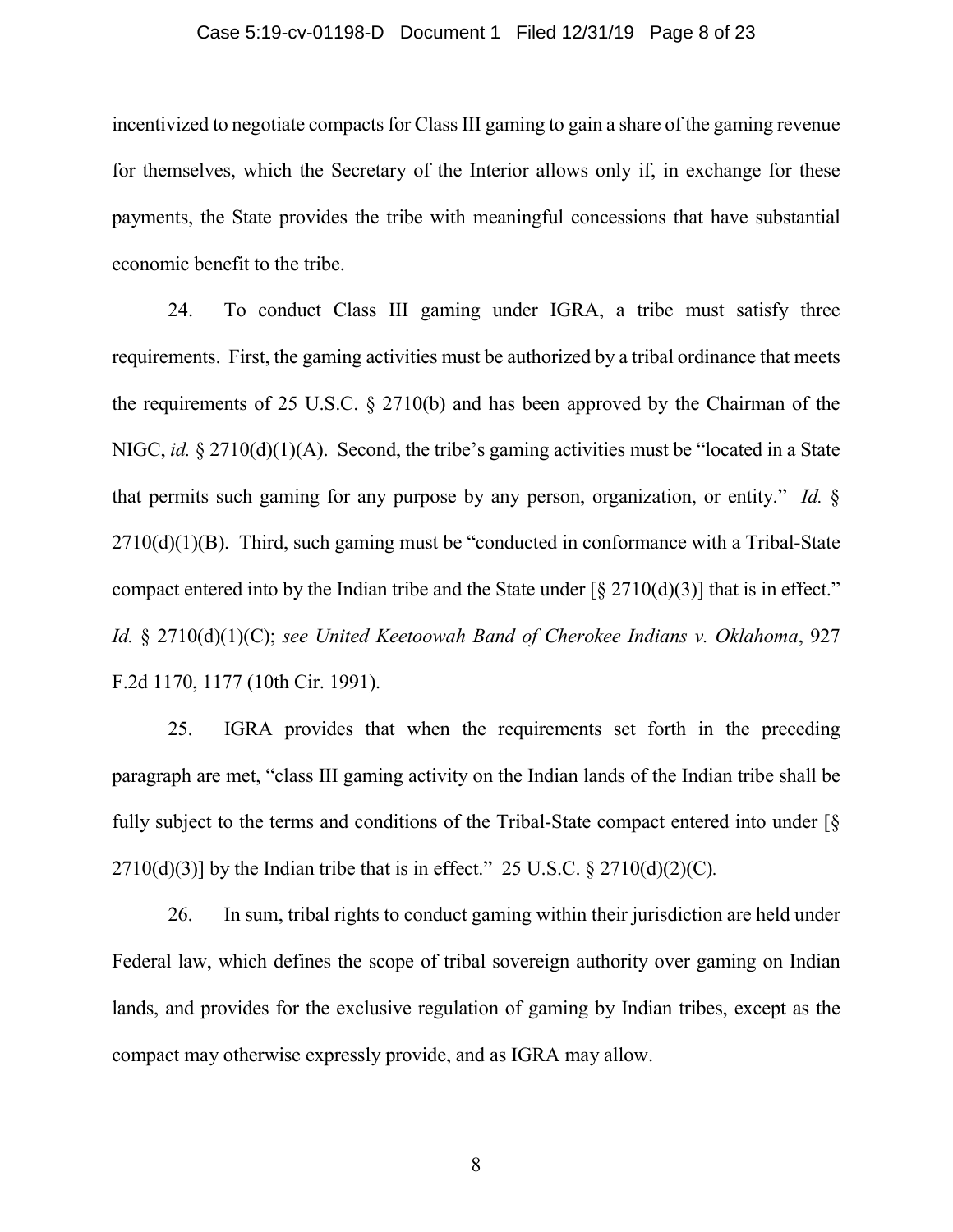incentivized to negotiate compacts for Class III gaming to gain a share of the gaming revenue for themselves, which the Secretary of the Interior allows only if, in exchange for these payments, the State provides the tribe with meaningful concessions that have substantial economic benefit to the tribe.

24. To conduct Class III gaming under IGRA, a tribe must satisfy three requirements. First, the gaming activities must be authorized by a tribal ordinance that meets the requirements of 25 U.S.C. § 2710(b) and has been approved by the Chairman of the NIGC, *id.* § 2710(d)(1)(A). Second, the tribe's gaming activities must be "located in a State that permits such gaming for any purpose by any person, organization, or entity." *Id.* § 2710(d)(1)(B). Third, such gaming must be "conducted in conformance with a Tribal-State compact entered into by the Indian tribe and the State under [§ 2710(d)(3)] that is in effect." *Id.* § 2710(d)(1)(C); *see United Keetoowah Band of Cherokee Indians v. Oklahoma*, 927 F.2d 1170, 1177 (10th Cir. 1991).

25. IGRA provides that when the requirements set forth in the preceding paragraph are met, "class III gaming activity on the Indian lands of the Indian tribe shall be fully subject to the terms and conditions of the Tribal-State compact entered into under [§ 2710(d)(3)] by the Indian tribe that is in effect." 25 U.S.C. § 2710(d)(2)(C).

26. In sum, tribal rights to conduct gaming within their jurisdiction are held under Federal law, which defines the scope of tribal sovereign authority over gaming on Indian lands, and provides for the exclusive regulation of gaming by Indian tribes, except as the compact may otherwise expressly provide, and as IGRA may allow.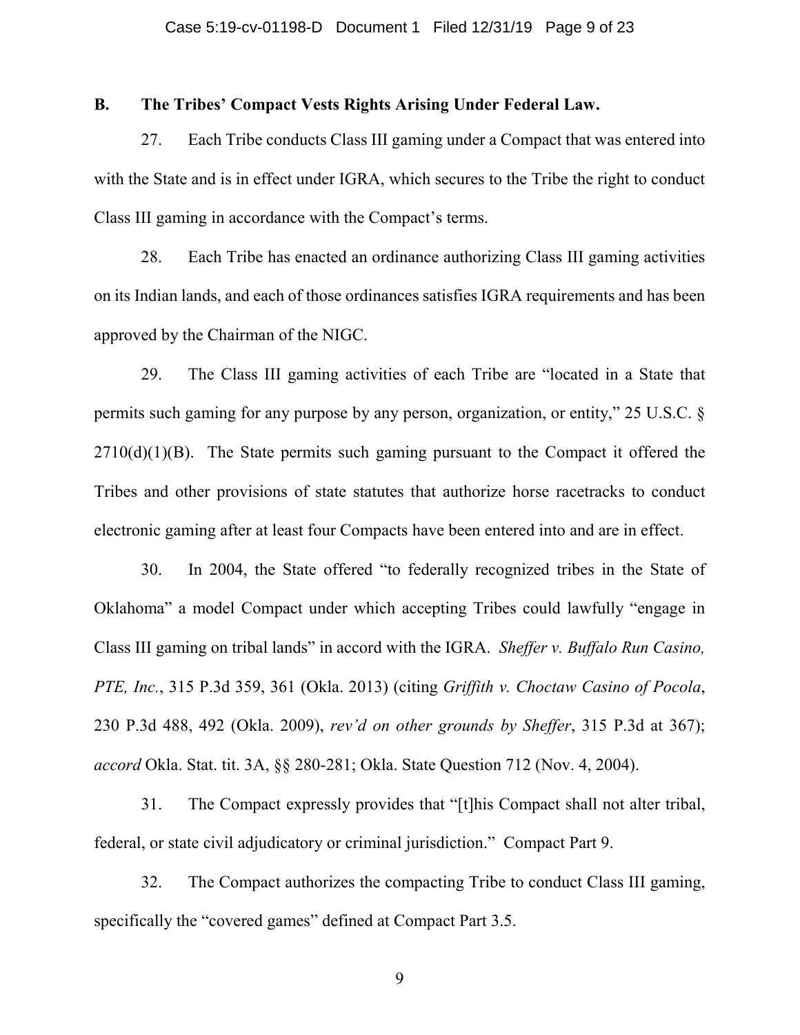### B. The Tribes' Compact Vests Rights Arising Under Federal Law.

27. Each Tribe conducts Class III gaming under a Compact that was entered into with the State and is in effect under IGRA, which secures to the Tribe the right to conduct Class III gaming in accordance with the Compact's terms.

28. Each Tribe has enacted an ordinance authorizing Class III gaming activities on its Indian lands, and each of those ordinances satisfies IGRA requirements and has been approved by the Chairman of the NIGC.

29. The Class III gaming activities of each Tribe are "located in a State that permits such gaming for any purpose by any person, organization, or entity," 25 U.S.C. § 2710(d)(1)(B). The State permits such gaming pursuant to the Compact it offered the Tribes and other provisions of state statutes that authorize horse racetracks to conduct electronic gaming after at least four Compacts have been entered into and are in effect.

30. In 2004, the State offered "to federally recognized tribes in the State of Oklahoma" a model Compact under which accepting Tribes could lawfully "engage in Class III gaming on tribal lands" in accord with the IGRA. *Sheffer v. Buffalo Run Casino, PTE, Inc.*, 315 P.3d 359, 361 (Okla. 2013) (citing *Griffith v. Choctaw Casino of Pocola*, 230 P.3d 488, 492 (Okla. 2009), *rev'd on other grounds by Sheffer*, 315 P.3d at 367); *accord* Okla. Stat. tit. 3A, §§ 280-281; Okla. State Question 712 (Nov. 4, 2004).

31. The Compact expressly provides that "[t]his Compact shall not alter tribal, federal, or state civil adjudicatory or criminal jurisdiction." Compact Part 9.

32. The Compact authorizes the compacting Tribe to conduct Class III gaming, specifically the "covered games" defined at Compact Part 3.5.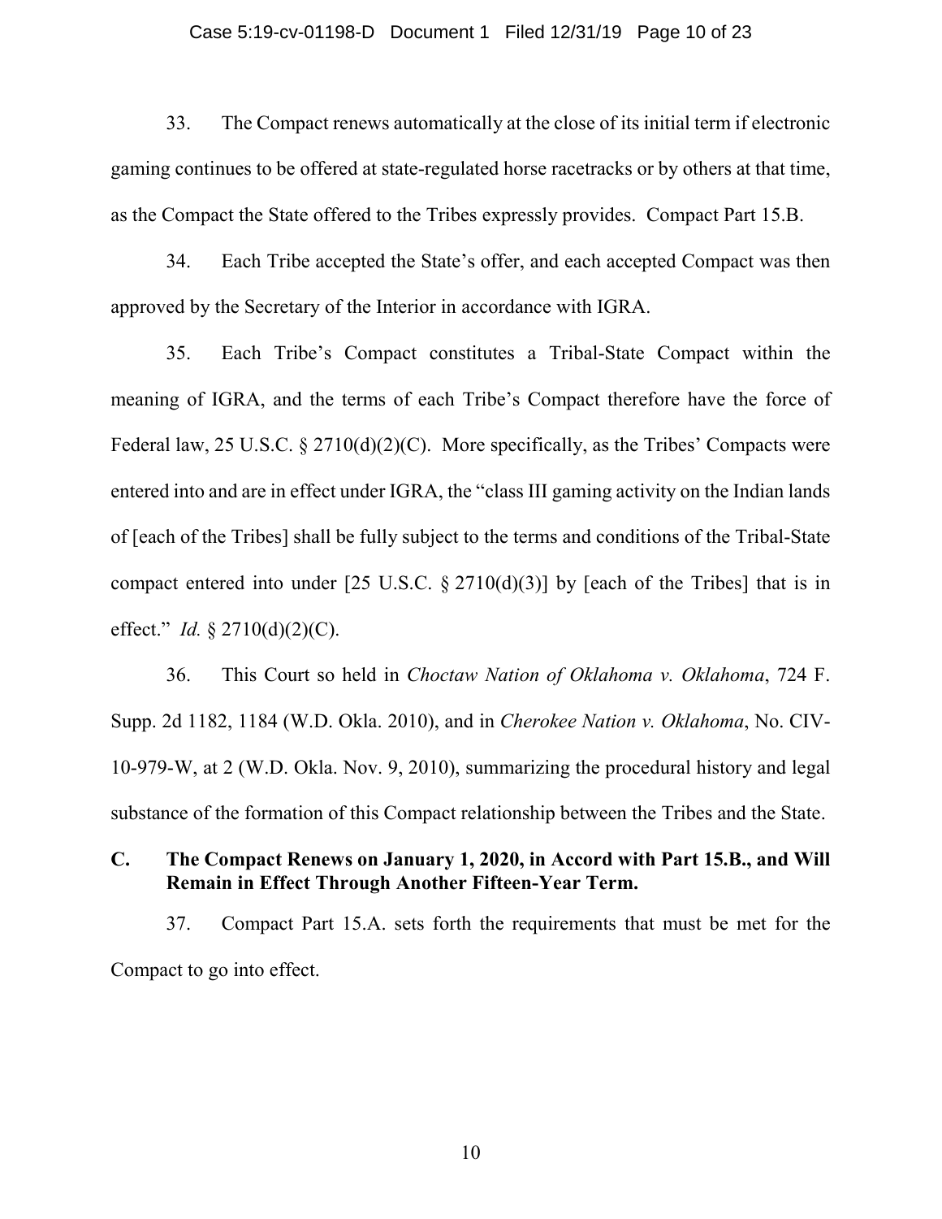33. The Compact renews automatically at the close of its initial term if electronic gaming continues to be offered at state-regulated horse racetracks or by others at that time, as the Compact the State offered to the Tribes expressly provides. Compact Part 15.B.

34. Each Tribe accepted the State's offer, and each accepted Compact was then approved by the Secretary of the Interior in accordance with IGRA.

35. Each Tribe's Compact constitutes a Tribal-State Compact within the meaning of IGRA, and the terms of each Tribe's Compact therefore have the force of Federal law, 25 U.S.C. § 2710(d)(2)(C). More specifically, as the Tribes' Compacts were entered into and are in effect under IGRA, the "class III gaming activity on the Indian lands of [each of the Tribes] shall be fully subject to the terms and conditions of the Tribal-State compact entered into under [25 U.S.C. § 2710(d)(3)] by [each of the Tribes] that is in effect." *Id.* § 2710(d)(2)(C).

36. This Court so held in *Choctaw Nation of Oklahoma v. Oklahoma*, 724 F. Supp. 2d 1182, 1184 (W.D. Okla. 2010), and in *Cherokee Nation v. Oklahoma*, No. CIV-10-979-W, at 2 (W.D. Okla. Nov. 9, 2010), summarizing the procedural history and legal substance of the formation of this Compact relationship between the Tribes and the State.

### C. The Compact Renews on January 1, 2020, in Accord with Part 15.B., and Will Remain in Effect Through Another Fifteen-Year Term.

37. Compact Part 15.A. sets forth the requirements that must be met for the Compact to go into effect.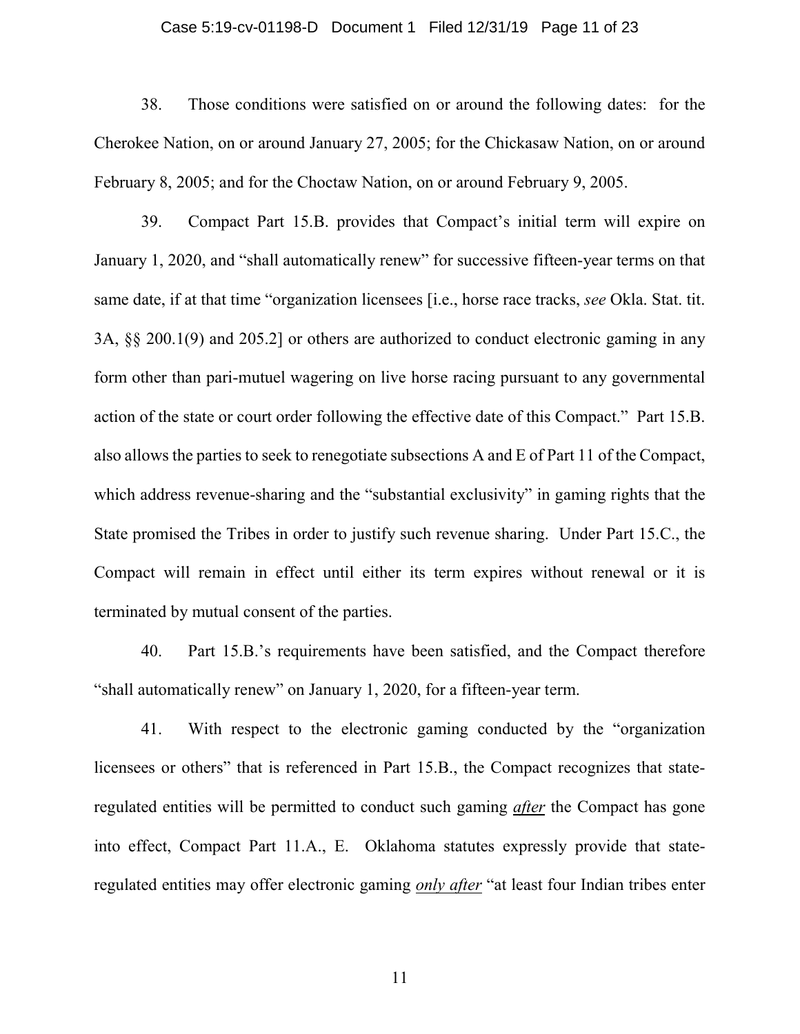38. Those conditions were satisfied on or around the following dates: for the Cherokee Nation, on or around January 27, 2005; for the Chickasaw Nation, on or around February 8, 2005; and for the Choctaw Nation, on or around February 9, 2005.

39. Compact Part 15.B. provides that Compact's initial term will expire on January 1, 2020, and "shall automatically renew" for successive fifteen-year terms on that same date, if at that time "organization licensees [i.e., horse race tracks, *see* Okla. Stat. tit. 3A, §§ 200.1(9) and 205.2] or others are authorized to conduct electronic gaming in any form other than pari-mutuel wagering on live horse racing pursuant to any governmental action of the state or court order following the effective date of this Compact." Part 15.B. also allows the parties to seek to renegotiate subsections A and E of Part 11 of the Compact, which address revenue-sharing and the "substantial exclusivity" in gaming rights that the State promised the Tribes in order to justify such revenue sharing. Under Part 15.C., the Compact will remain in effect until either its term expires without renewal or it is terminated by mutual consent of the parties.

40. Part 15.B.'s requirements have been satisfied, and the Compact therefore "shall automatically renew" on January 1, 2020, for a fifteen-year term.

41. With respect to the electronic gaming conducted by the "organization licensees or others" that is referenced in Part 15.B., the Compact recognizes that state-regulated entities will be permitted to conduct such gaming ***after*** the Compact has gone into effect, Compact Part 11.A., E. Oklahoma statutes expressly provide that state-regulated entities may offer electronic gaming ***only after*** "at least four Indian tribes enter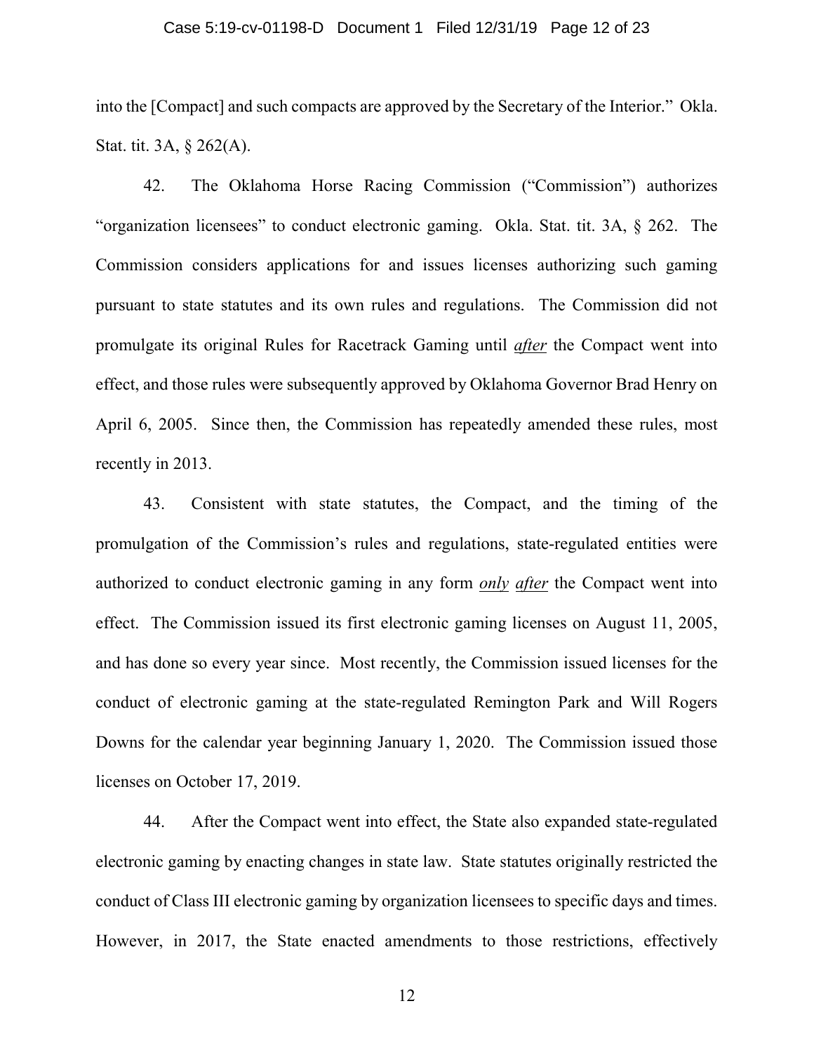into the [Compact] and such compacts are approved by the Secretary of the Interior." Okla. Stat. tit. 3A, § 262(A).

42. The Oklahoma Horse Racing Commission ("Commission") authorizes "organization licensees" to conduct electronic gaming. Okla. Stat. tit. 3A, § 262. The Commission considers applications for and issues licenses authorizing such gaming pursuant to state statutes and its own rules and regulations. The Commission did not promulgate its original Rules for Racetrack Gaming until ***after*** the Compact went into effect, and those rules were subsequently approved by Oklahoma Governor Brad Henry on April 6, 2005. Since then, the Commission has repeatedly amended these rules, most recently in 2013.

43. Consistent with state statutes, the Compact, and the timing of the promulgation of the Commission's rules and regulations, state-regulated entities were authorized to conduct electronic gaming in any form ***only after*** the Compact went into effect. The Commission issued its first electronic gaming licenses on August 11, 2005, and has done so every year since. Most recently, the Commission issued licenses for the conduct of electronic gaming at the state-regulated Remington Park and Will Rogers Downs for the calendar year beginning January 1, 2020. The Commission issued those licenses on October 17, 2019.

44. After the Compact went into effect, the State also expanded state-regulated electronic gaming by enacting changes in state law. State statutes originally restricted the conduct of Class III electronic gaming by organization licensees to specific days and times. However, in 2017, the State enacted amendments to those restrictions, effectively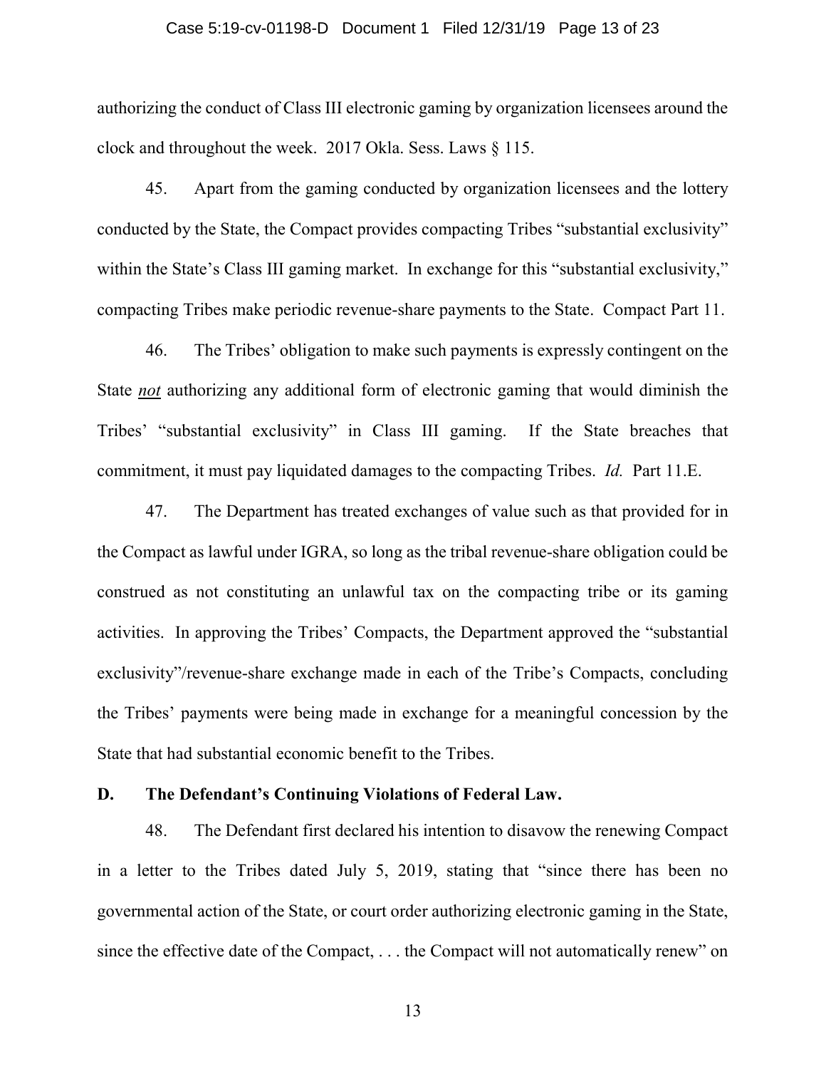authorizing the conduct of Class III electronic gaming by organization licensees around the clock and throughout the week. 2017 Okla. Sess. Laws § 115.

45. Apart from the gaming conducted by organization licensees and the lottery conducted by the State, the Compact provides compacting Tribes "substantial exclusivity" within the State's Class III gaming market. In exchange for this "substantial exclusivity," compacting Tribes make periodic revenue-share payments to the State. Compact Part 11.

46. The Tribes' obligation to make such payments is expressly contingent on the State ***not*** authorizing any additional form of electronic gaming that would diminish the Tribes' "substantial exclusivity" in Class III gaming. If the State breaches that commitment, it must pay liquidated damages to the compacting Tribes. *Id.* Part 11.E.

47. The Department has treated exchanges of value such as that provided for in the Compact as lawful under IGRA, so long as the tribal revenue-share obligation could be construed as not constituting an unlawful tax on the compacting tribe or its gaming activities. In approving the Tribes' Compacts, the Department approved the "substantial exclusivity"/revenue-share exchange made in each of the Tribe's Compacts, concluding the Tribes' payments were being made in exchange for a meaningful concession by the State that had substantial economic benefit to the Tribes.

## D. The Defendant's Continuing Violations of Federal Law.

48. The Defendant first declared his intention to disavow the renewing Compact in a letter to the Tribes dated July 5, 2019, stating that "since there has been no governmental action of the State, or court order authorizing electronic gaming in the State, since the effective date of the Compact, . . . the Compact will not automatically renew" on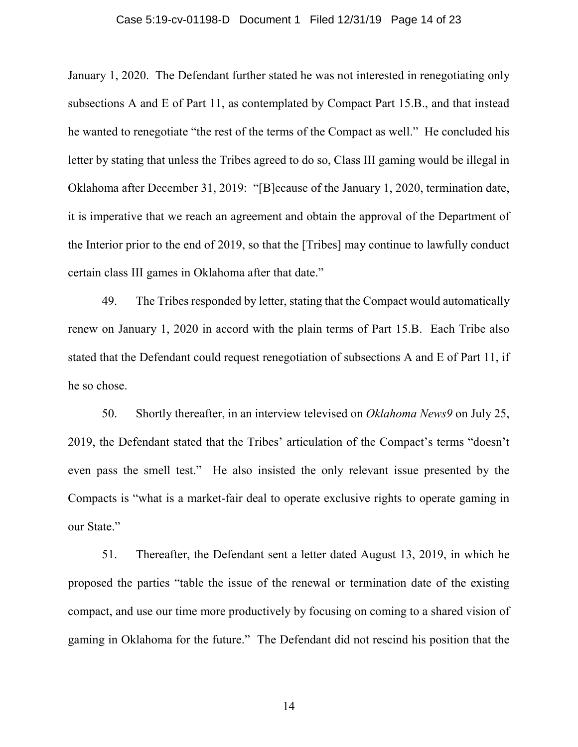January 1, 2020. The Defendant further stated he was not interested in renegotiating only subsections A and E of Part 11, as contemplated by Compact Part 15.B., and that instead he wanted to renegotiate "the rest of the terms of the Compact as well." He concluded his letter by stating that unless the Tribes agreed to do so, Class III gaming would be illegal in Oklahoma after December 31, 2019: "[B]ecause of the January 1, 2020, termination date, it is imperative that we reach an agreement and obtain the approval of the Department of the Interior prior to the end of 2019, so that the [Tribes] may continue to lawfully conduct certain class III games in Oklahoma after that date."

49. The Tribes responded by letter, stating that the Compact would automatically renew on January 1, 2020 in accord with the plain terms of Part 15.B. Each Tribe also stated that the Defendant could request renegotiation of subsections A and E of Part 11, if he so chose.

50. Shortly thereafter, in an interview televised on *Oklahoma News9* on July 25, 2019, the Defendant stated that the Tribes' articulation of the Compact's terms "doesn't even pass the smell test." He also insisted the only relevant issue presented by the Compacts is "what is a market-fair deal to operate exclusive rights to operate gaming in our State."

51. Thereafter, the Defendant sent a letter dated August 13, 2019, in which he proposed the parties "table the issue of the renewal or termination date of the existing compact, and use our time more productively by focusing on coming to a shared vision of gaming in Oklahoma for the future." The Defendant did not rescind his position that the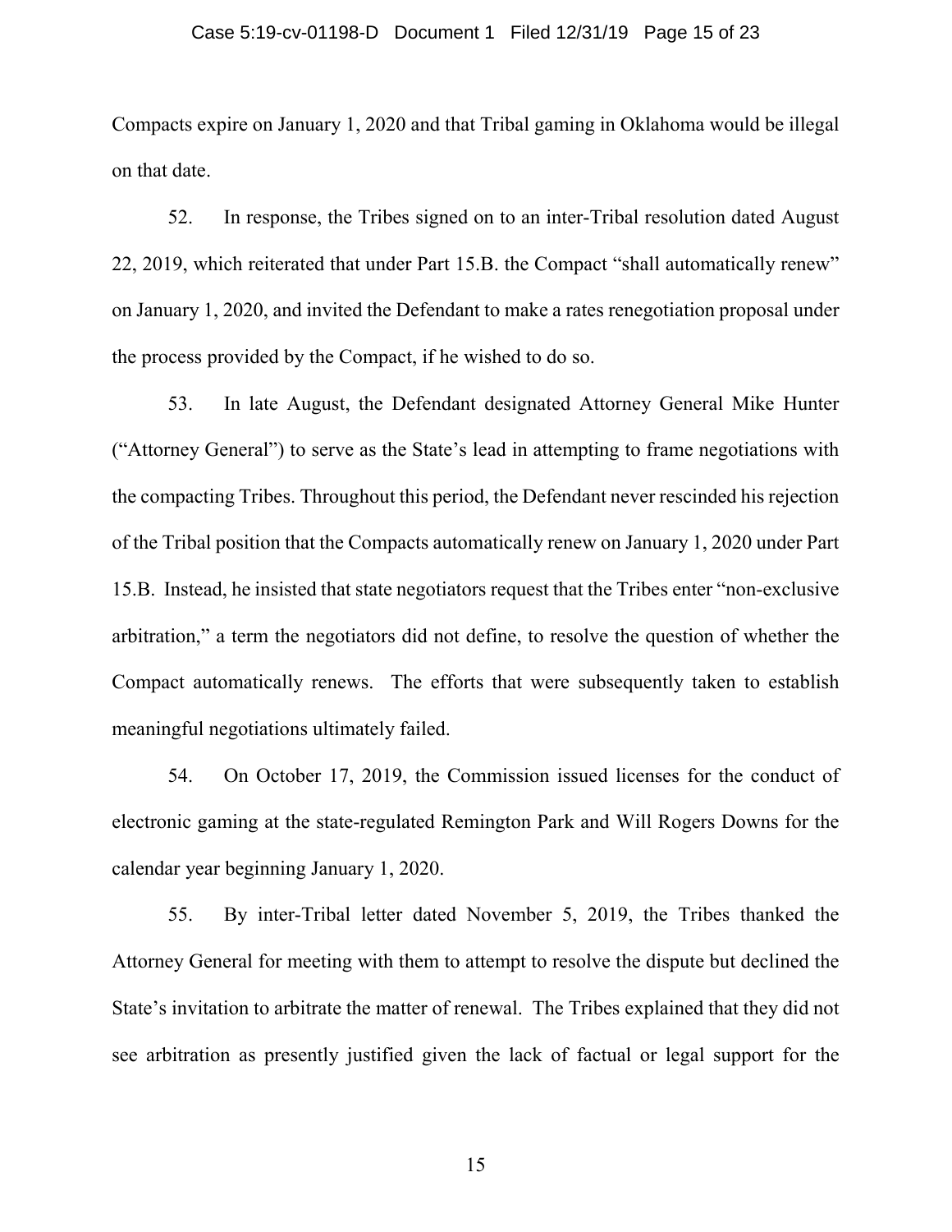Compacts expire on January 1, 2020 and that Tribal gaming in Oklahoma would be illegal on that date.

52. In response, the Tribes signed on to an inter-Tribal resolution dated August 22, 2019, which reiterated that under Part 15.B. the Compact "shall automatically renew" on January 1, 2020, and invited the Defendant to make a rates renegotiation proposal under the process provided by the Compact, if he wished to do so.

53. In late August, the Defendant designated Attorney General Mike Hunter ("Attorney General") to serve as the State's lead in attempting to frame negotiations with the compacting Tribes. Throughout this period, the Defendant never rescinded his rejection of the Tribal position that the Compacts automatically renew on January 1, 2020 under Part 15.B. Instead, he insisted that state negotiators request that the Tribes enter "non-exclusive arbitration," a term the negotiators did not define, to resolve the question of whether the Compact automatically renews. The efforts that were subsequently taken to establish meaningful negotiations ultimately failed.

54. On October 17, 2019, the Commission issued licenses for the conduct of electronic gaming at the state-regulated Remington Park and Will Rogers Downs for the calendar year beginning January 1, 2020.

55. By inter-Tribal letter dated November 5, 2019, the Tribes thanked the Attorney General for meeting with them to attempt to resolve the dispute but declined the State's invitation to arbitrate the matter of renewal. The Tribes explained that they did not see arbitration as presently justified given the lack of factual or legal support for the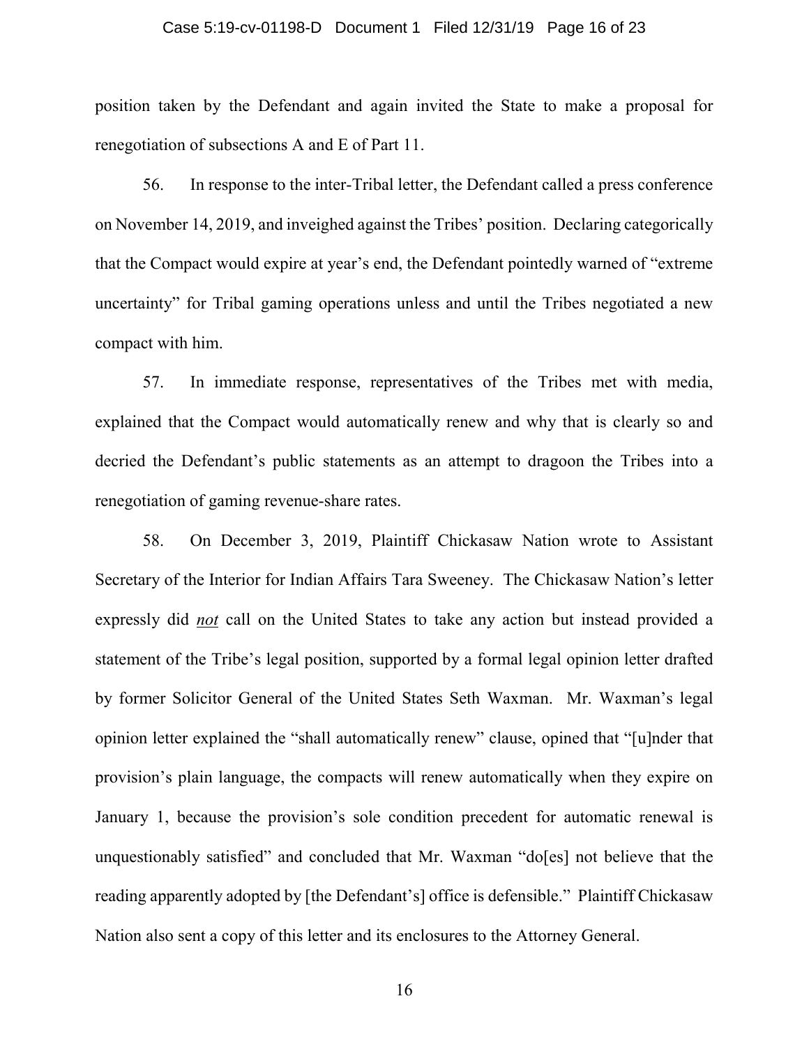position taken by the Defendant and again invited the State to make a proposal for renegotiation of subsections A and E of Part 11.

56. In response to the inter-Tribal letter, the Defendant called a press conference on November 14, 2019, and inveighed against the Tribes' position. Declaring categorically that the Compact would expire at year's end, the Defendant pointedly warned of "extreme uncertainty" for Tribal gaming operations unless and until the Tribes negotiated a new compact with him.

57. In immediate response, representatives of the Tribes met with media, explained that the Compact would automatically renew and why that is clearly so and decried the Defendant's public statements as an attempt to dragoon the Tribes into a renegotiation of gaming revenue-share rates.

58. On December 3, 2019, Plaintiff Chickasaw Nation wrote to Assistant Secretary of the Interior for Indian Affairs Tara Sweeney. The Chickasaw Nation's letter expressly did ***not*** call on the United States to take any action but instead provided a statement of the Tribe's legal position, supported by a formal legal opinion letter drafted by former Solicitor General of the United States Seth Waxman. Mr. Waxman's legal opinion letter explained the "shall automatically renew" clause, opined that "[u]nder that provision's plain language, the compacts will renew automatically when they expire on January 1, because the provision's sole condition precedent for automatic renewal is unquestionably satisfied" and concluded that Mr. Waxman "do[es] not believe that the reading apparently adopted by [the Defendant's] office is defensible." Plaintiff Chickasaw Nation also sent a copy of this letter and its enclosures to the Attorney General.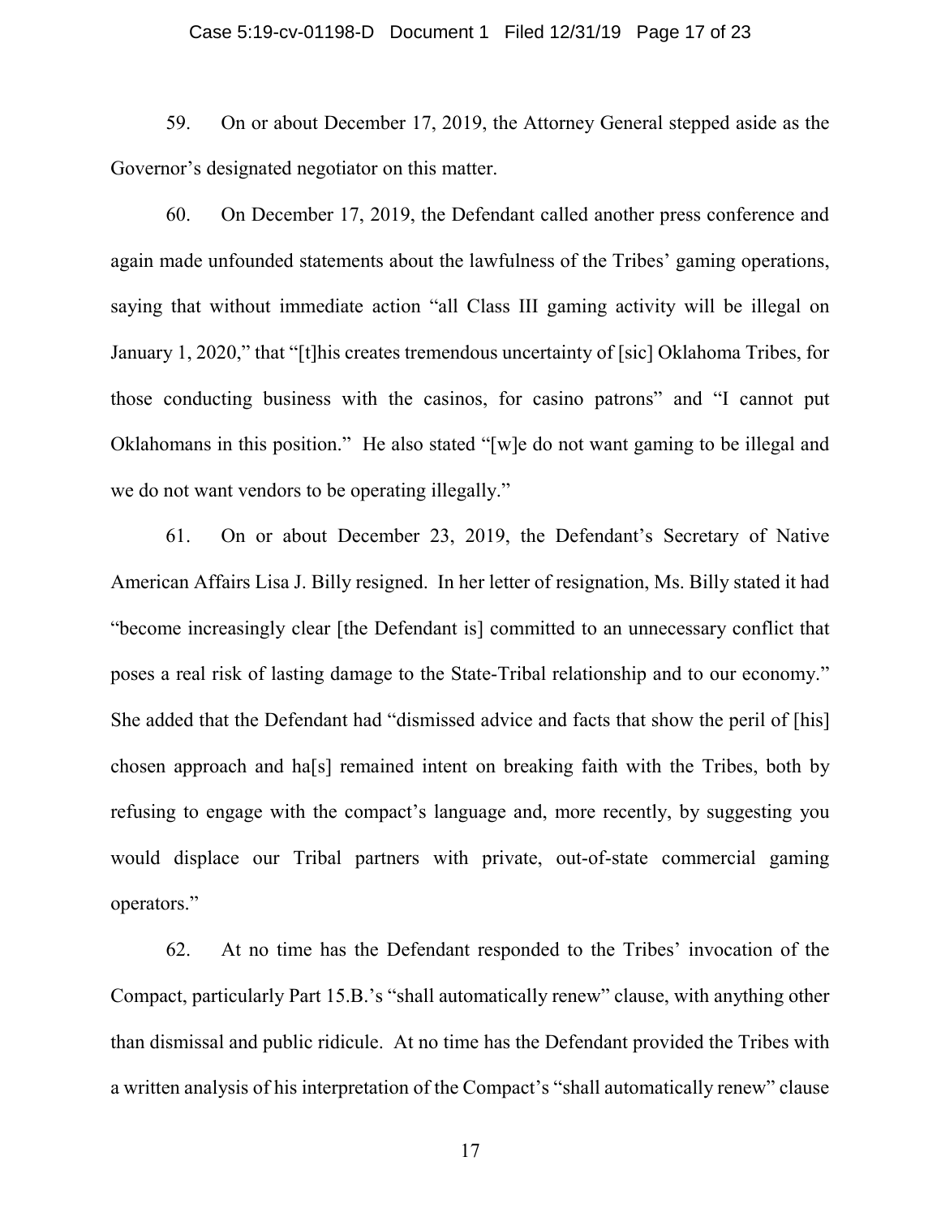59. On or about December 17, 2019, the Attorney General stepped aside as the Governor's designated negotiator on this matter.

60. On December 17, 2019, the Defendant called another press conference and again made unfounded statements about the lawfulness of the Tribes' gaming operations, saying that without immediate action "all Class III gaming activity will be illegal on January 1, 2020," that "[t]his creates tremendous uncertainty of [sic] Oklahoma Tribes, for those conducting business with the casinos, for casino patrons" and "I cannot put Oklahomans in this position." He also stated "[w]e do not want gaming to be illegal and we do not want vendors to be operating illegally."

61. On or about December 23, 2019, the Defendant's Secretary of Native American Affairs Lisa J. Billy resigned. In her letter of resignation, Ms. Billy stated it had "become increasingly clear [the Defendant is] committed to an unnecessary conflict that poses a real risk of lasting damage to the State-Tribal relationship and to our economy." She added that the Defendant had "dismissed advice and facts that show the peril of [his] chosen approach and ha[s] remained intent on breaking faith with the Tribes, both by refusing to engage with the compact's language and, more recently, by suggesting you would displace our Tribal partners with private, out-of-state commercial gaming operators."

62. At no time has the Defendant responded to the Tribes' invocation of the Compact, particularly Part 15.B.'s "shall automatically renew" clause, with anything other than dismissal and public ridicule. At no time has the Defendant provided the Tribes with a written analysis of his interpretation of the Compact's "shall automatically renew" clause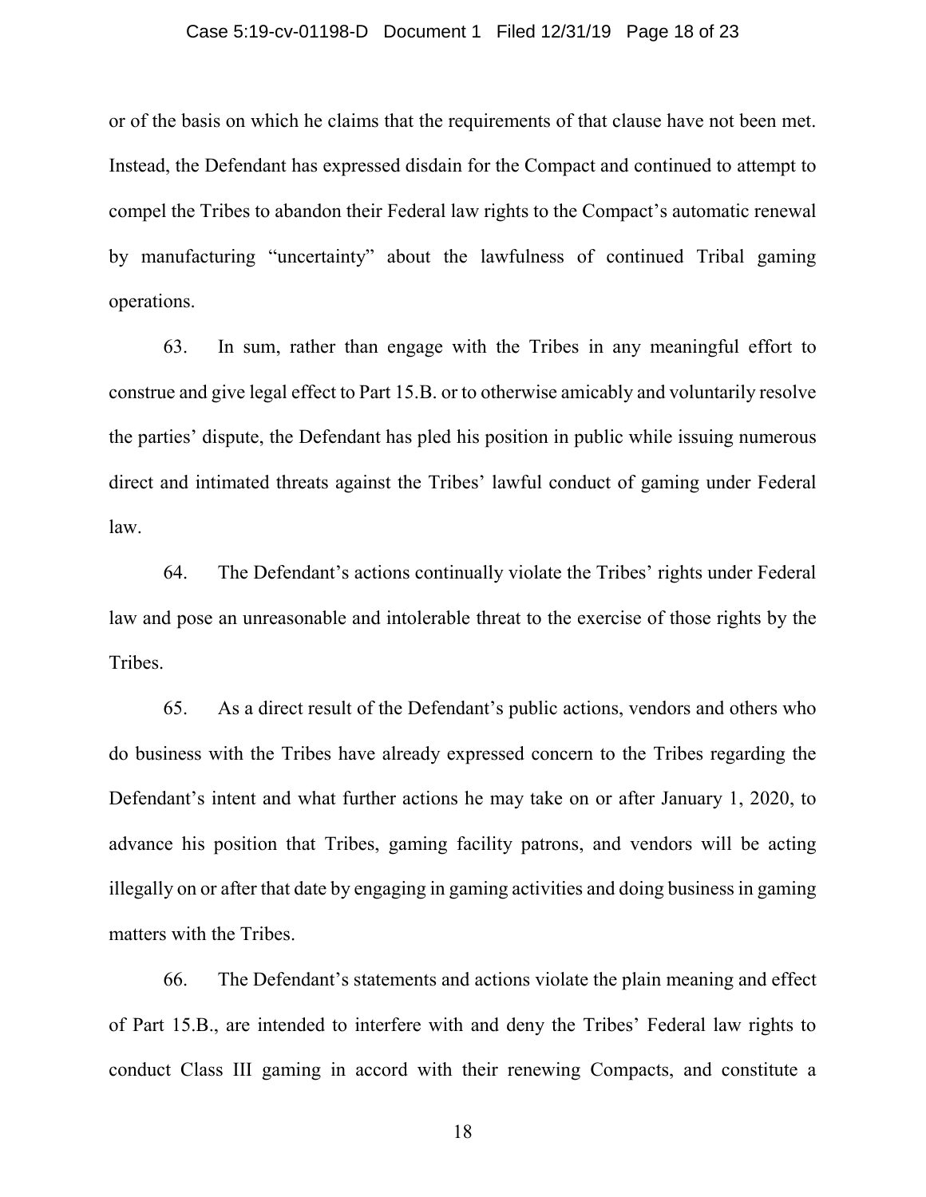or of the basis on which he claims that the requirements of that clause have not been met. Instead, the Defendant has expressed disdain for the Compact and continued to attempt to compel the Tribes to abandon their Federal law rights to the Compact's automatic renewal by manufacturing "uncertainty" about the lawfulness of continued Tribal gaming operations.

63. In sum, rather than engage with the Tribes in any meaningful effort to construe and give legal effect to Part 15.B. or to otherwise amicably and voluntarily resolve the parties' dispute, the Defendant has pled his position in public while issuing numerous direct and intimated threats against the Tribes' lawful conduct of gaming under Federal law.

64. The Defendant's actions continually violate the Tribes' rights under Federal law and pose an unreasonable and intolerable threat to the exercise of those rights by the Tribes.

65. As a direct result of the Defendant's public actions, vendors and others who do business with the Tribes have already expressed concern to the Tribes regarding the Defendant's intent and what further actions he may take on or after January 1, 2020, to advance his position that Tribes, gaming facility patrons, and vendors will be acting illegally on or after that date by engaging in gaming activities and doing business in gaming matters with the Tribes.

66. The Defendant's statements and actions violate the plain meaning and effect of Part 15.B., are intended to interfere with and deny the Tribes' Federal law rights to conduct Class III gaming in accord with their renewing Compacts, and constitute a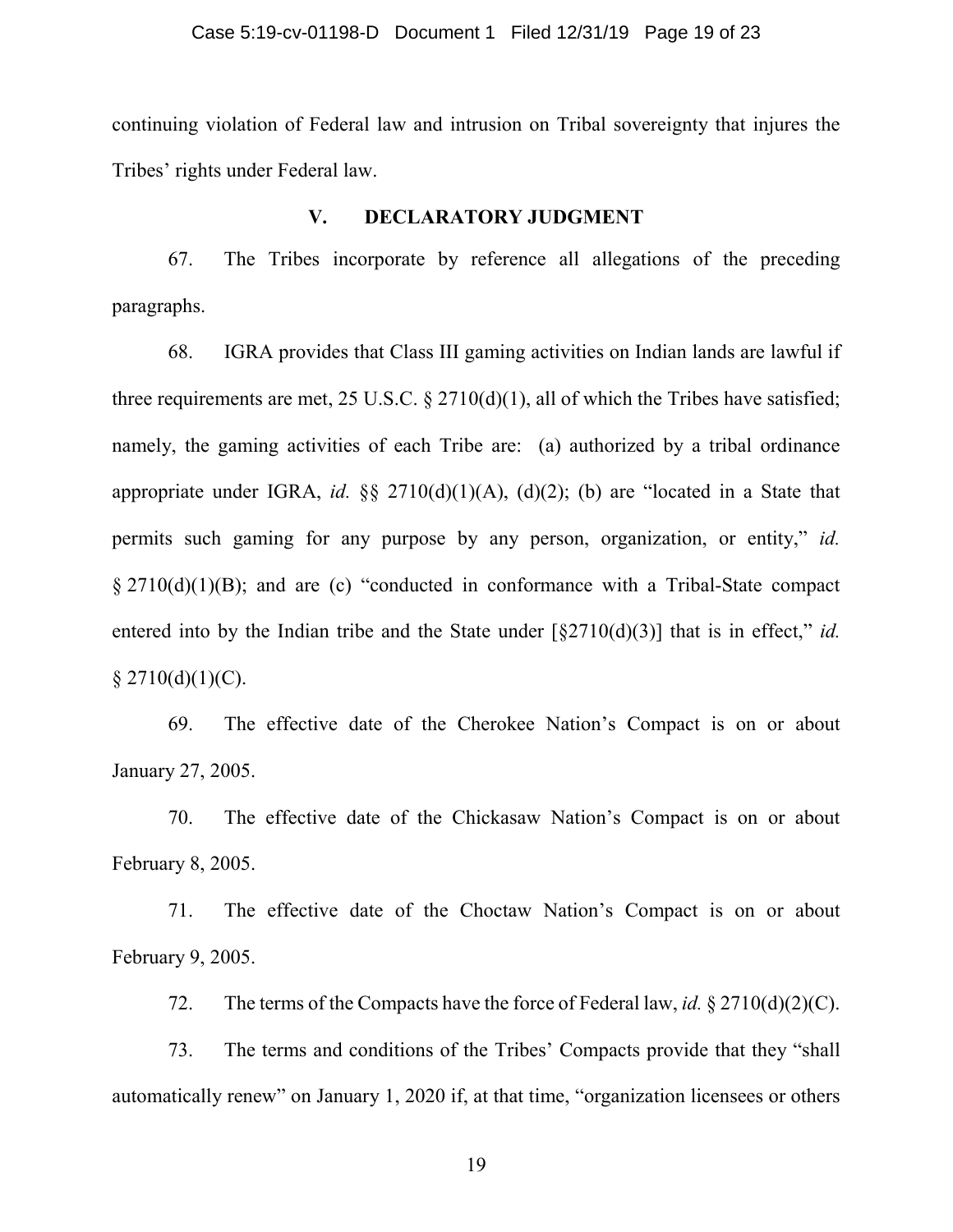continuing violation of Federal law and intrusion on Tribal sovereignty that injures the Tribes' rights under Federal law.

## V. DECLARATORY JUDGMENT

67. The Tribes incorporate by reference all allegations of the preceding paragraphs.

68. IGRA provides that Class III gaming activities on Indian lands are lawful if three requirements are met, 25 U.S.C. § 2710(d)(1), all of which the Tribes have satisfied; namely, the gaming activities of each Tribe are: (a) authorized by a tribal ordinance appropriate under IGRA, *id.* §§ 2710(d)(1)(A), (d)(2); (b) are "located in a State that permits such gaming for any purpose by any person, organization, or entity," *id.* § 2710(d)(1)(B); and are (c) "conducted in conformance with a Tribal-State compact entered into by the Indian tribe and the State under [§2710(d)(3)] that is in effect," *id.* § 2710(d)(1)(C).

69. The effective date of the Cherokee Nation's Compact is on or about January 27, 2005.

70. The effective date of the Chickasaw Nation's Compact is on or about February 8, 2005.

71. The effective date of the Choctaw Nation's Compact is on or about February 9, 2005.

72. The terms of the Compacts have the force of Federal law, *id.* § 2710(d)(2)(C).

73. The terms and conditions of the Tribes' Compacts provide that they "shall automatically renew" on January 1, 2020 if, at that time, "organization licensees or others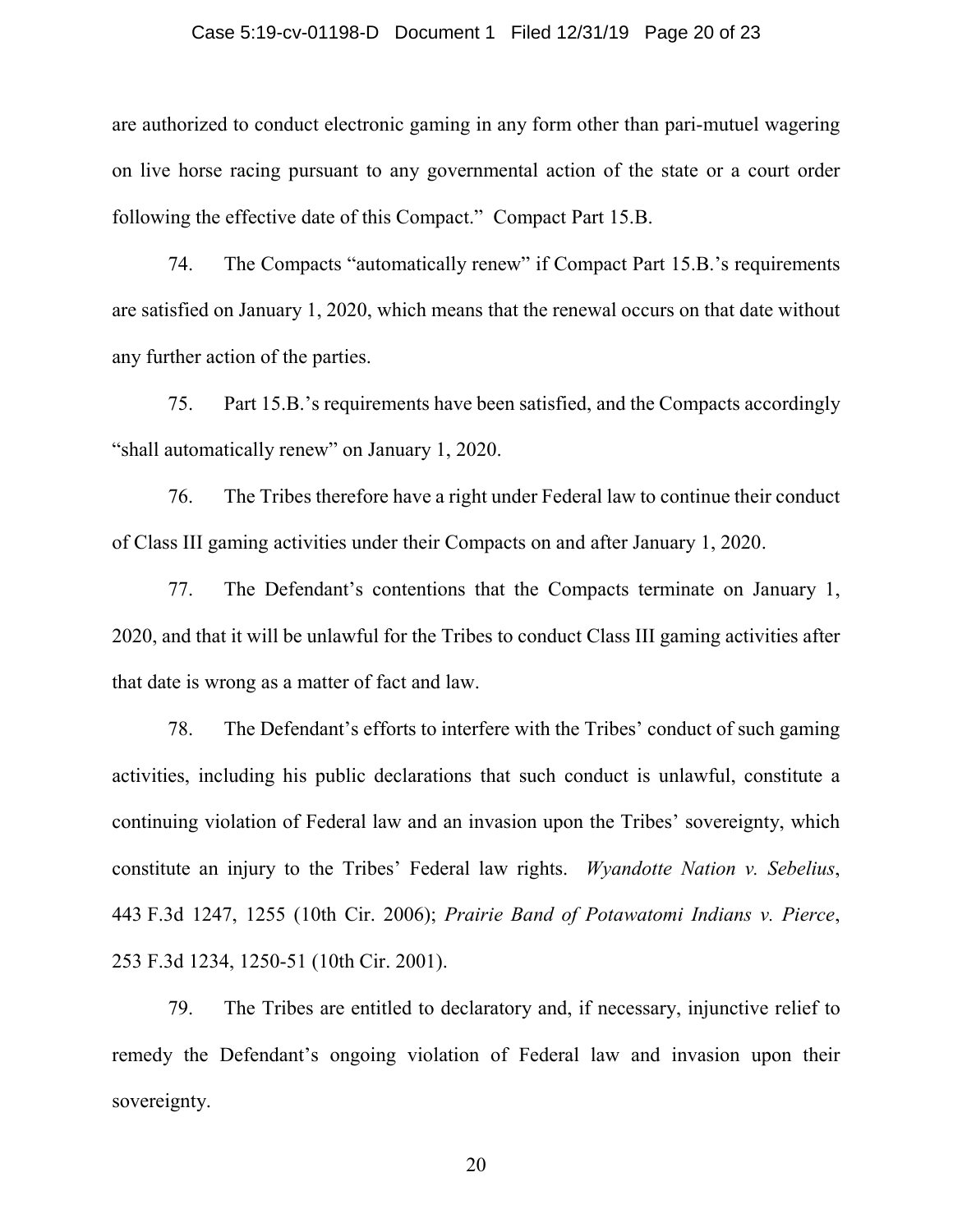are authorized to conduct electronic gaming in any form other than pari-mutuel wagering on live horse racing pursuant to any governmental action of the state or a court order following the effective date of this Compact." Compact Part 15.B.

74. The Compacts "automatically renew" if Compact Part 15.B.'s requirements are satisfied on January 1, 2020, which means that the renewal occurs on that date without any further action of the parties.

75. Part 15.B.'s requirements have been satisfied, and the Compacts accordingly "shall automatically renew" on January 1, 2020.

76. The Tribes therefore have a right under Federal law to continue their conduct of Class III gaming activities under their Compacts on and after January 1, 2020.

77. The Defendant's contentions that the Compacts terminate on January 1, 2020, and that it will be unlawful for the Tribes to conduct Class III gaming activities after that date is wrong as a matter of fact and law.

78. The Defendant's efforts to interfere with the Tribes' conduct of such gaming activities, including his public declarations that such conduct is unlawful, constitute a continuing violation of Federal law and an invasion upon the Tribes' sovereignty, which constitute an injury to the Tribes' Federal law rights. *Wyandotte Nation v. Sebelius*, 443 F.3d 1247, 1255 (10th Cir. 2006); *Prairie Band of Potawatomi Indians v. Pierce*, 253 F.3d 1234, 1250-51 (10th Cir. 2001).

79. The Tribes are entitled to declaratory and, if necessary, injunctive relief to remedy the Defendant's ongoing violation of Federal law and invasion upon their sovereignty.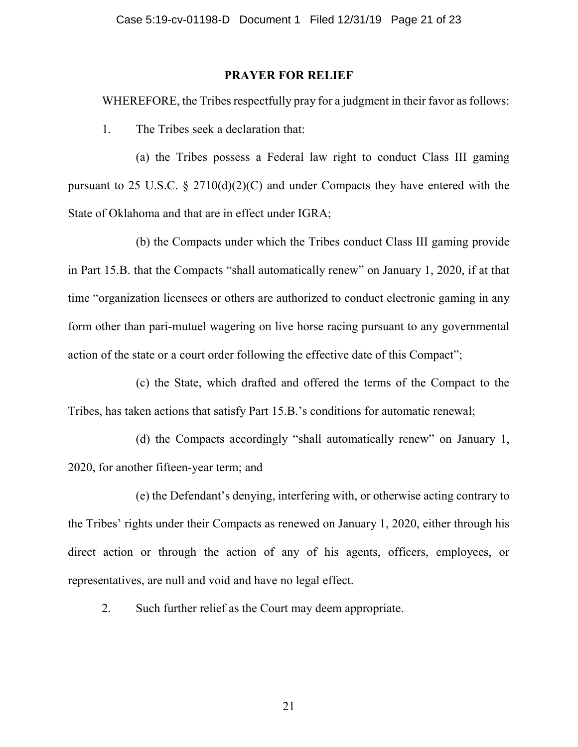## PRAYER FOR RELIEF

WHEREFORE, the Tribes respectfully pray for a judgment in their favor as follows:

1. The Tribes seek a declaration that:

   (a) the Tribes possess a Federal law right to conduct Class III gaming pursuant to 25 U.S.C. § 2710(d)(2)(C) and under Compacts they have entered with the State of Oklahoma and that are in effect under IGRA;

   (b) the Compacts under which the Tribes conduct Class III gaming provide in Part 15.B. that the Compacts "shall automatically renew" on January 1, 2020, if at that time "organization licensees or others are authorized to conduct electronic gaming in any form other than pari-mutuel wagering on live horse racing pursuant to any governmental action of the state or a court order following the effective date of this Compact";

   (c) the State, which drafted and offered the terms of the Compact to the Tribes, has taken actions that satisfy Part 15.B.'s conditions for automatic renewal;

   (d) the Compacts accordingly "shall automatically renew" on January 1, 2020, for another fifteen-year term; and

   (e) the Defendant's denying, interfering with, or otherwise acting contrary to the Tribes' rights under their Compacts as renewed on January 1, 2020, either through his direct action or through the action of any of his agents, officers, employees, or representatives, are null and void and have no legal effect.

2. Such further relief as the Court may deem appropriate.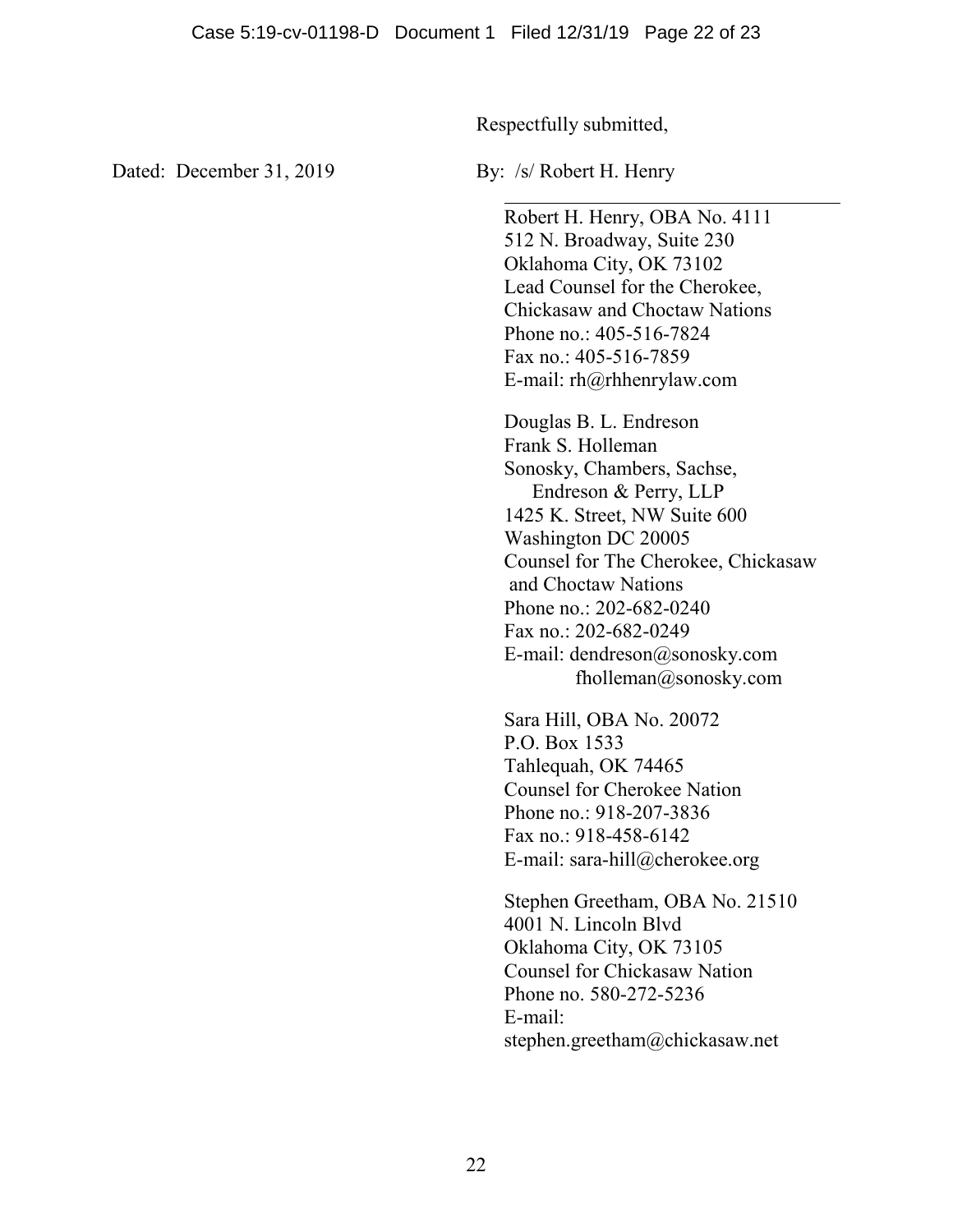Respectfully submitted,

Dated: December 31, 2019

By: /s/ Robert H. Henry

Robert H. Henry, OBA No. 4111
512 N. Broadway, Suite 230
Oklahoma City, OK 73102
Lead Counsel for the Cherokee, Chickasaw and Choctaw Nations
Phone no.: 405-516-7824
Fax no.: 405-516-7859
E-mail: rh@rhhenrylaw.com

Douglas B. L. Endreson
Frank S. Holleman
Sonosky, Chambers, Sachse, Endreson & Perry, LLP
1425 K. Street, NW Suite 600
Washington DC 20005
Counsel for The Cherokee, Chickasaw and Choctaw Nations
Phone no.: 202-682-0240
Fax no.: 202-682-0249
E-mail: dendreson@sonosky.com
fholleman@sonosky.com

Sara Hill, OBA No. 20072
P.O. Box 1533
Tahlequah, OK 74465
Counsel for Cherokee Nation
Phone no.: 918-207-3836
Fax no.: 918-458-6142
E-mail: sara-hill@cherokee.org

Stephen Greetham, OBA No. 21510
4001 N. Lincoln Blvd
Oklahoma City, OK 73105
Counsel for Chickasaw Nation
Phone no. 580-272-5236
E-mail:
stephen.greetham@chickasaw.net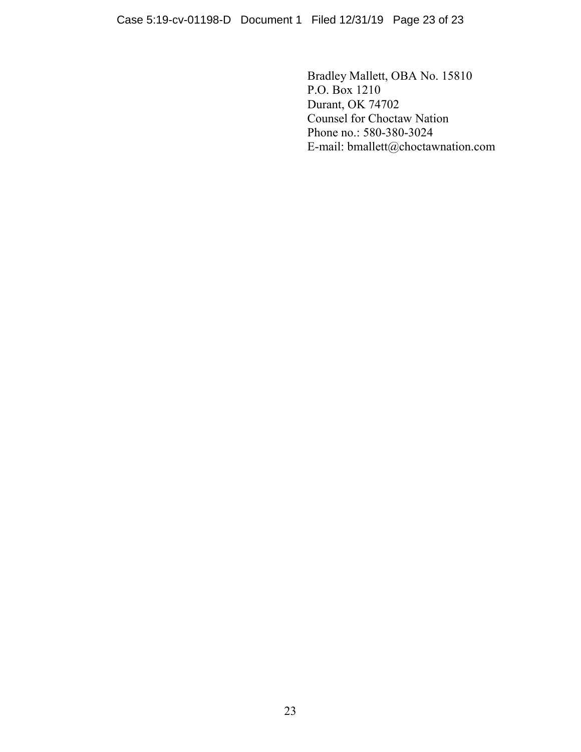Bradley Mallett, OBA No. 15810
P.O. Box 1210
Durant, OK 74702
Counsel for Choctaw Nation
Phone no.: 580-380-3024
E-mail: bmallett@choctawnation.com